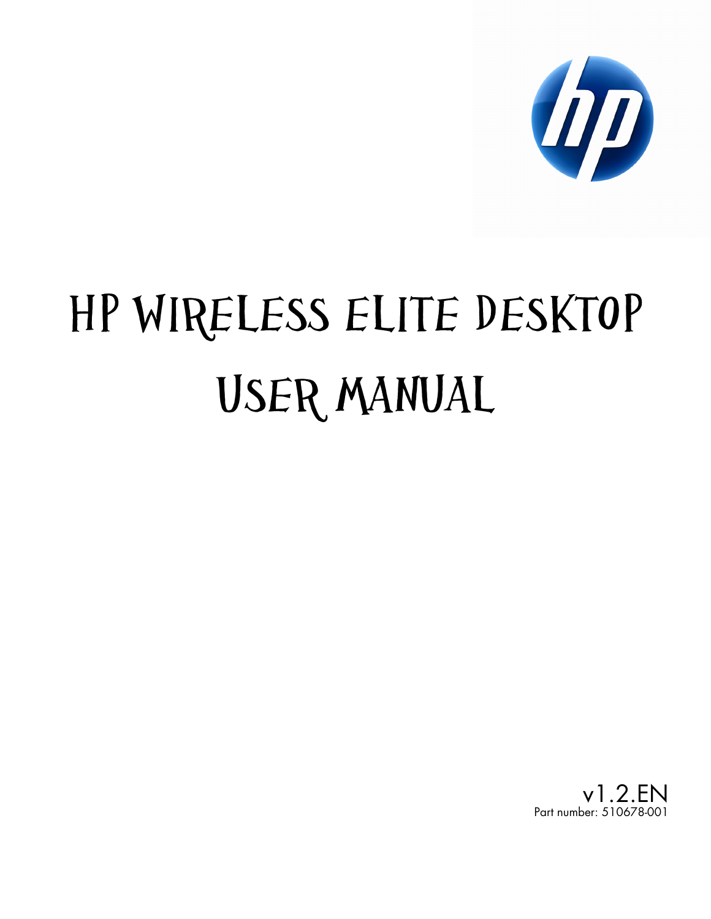# HP Wireless Elite Desktop User Manual

v1.2.EN
Part number: 510678-001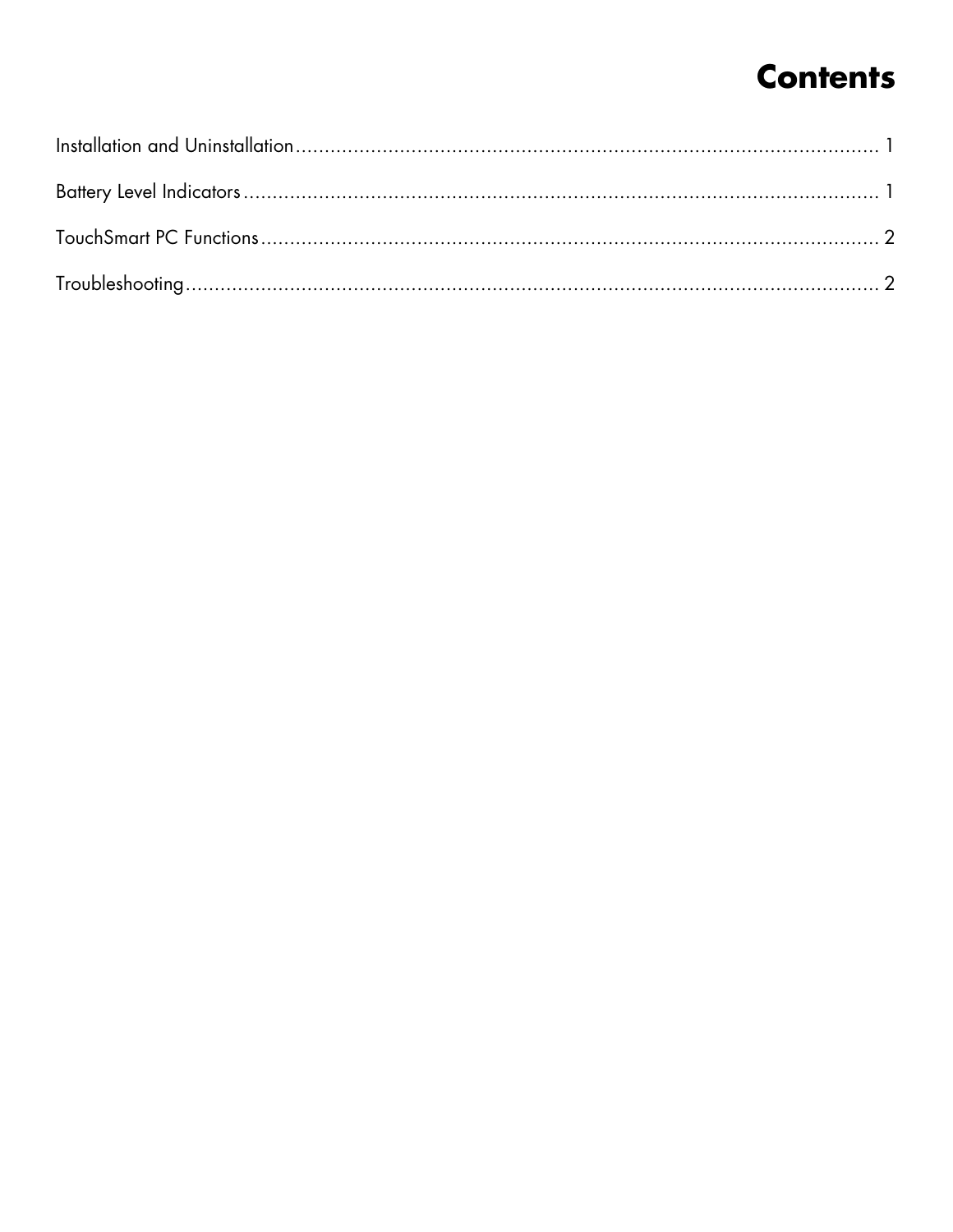# Contents

Installation and Uninstallation ............................................................................................ 1

Battery Level Indicators ....................................................................................................... 1

TouchSmart PC Functions .................................................................................................... 2

Troubleshooting .................................................................................................................. 2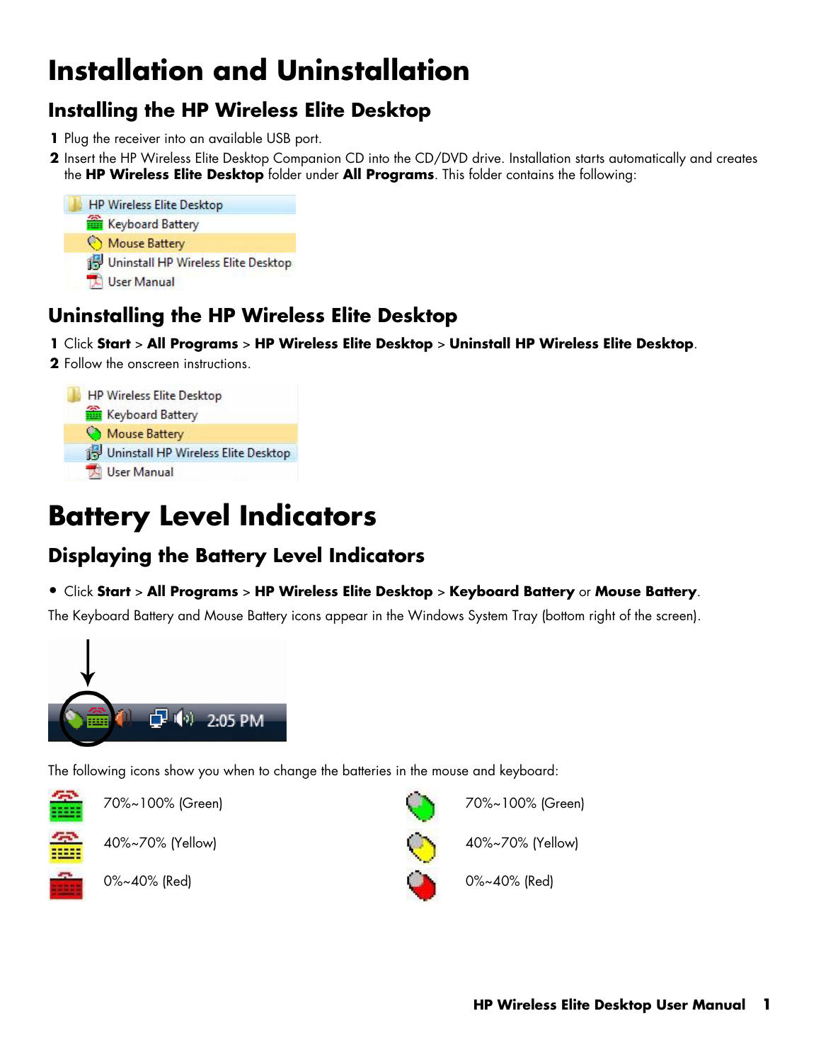# Installation and Uninstallation

## Installing the HP Wireless Elite Desktop

1. Plug the receiver into an available USB port.
2. Insert the HP Wireless Elite Desktop Companion CD into the CD/DVD drive. Installation starts automatically and creates the **HP Wireless Elite Desktop** folder under **All Programs**. This folder contains the following:

## Uninstalling the HP Wireless Elite Desktop

1. Click **Start** > **All Programs** > **HP Wireless Elite Desktop** > **Uninstall HP Wireless Elite Desktop**.
2. Follow the onscreen instructions.

# Battery Level Indicators

## Displaying the Battery Level Indicators

- Click **Start** > **All Programs** > **HP Wireless Elite Desktop** > **Keyboard Battery** or **Mouse Battery**.

The Keyboard Battery and Mouse Battery icons appear in the Windows System Tray (bottom right of the screen).

The following icons show you when to change the batteries in the mouse and keyboard:

| Keyboard | Mouse |
| --- | --- |
| 70%~100% (Green) | 70%~100% (Green) |
| 40%~70% (Yellow) | 40%~70% (Yellow) |
| 0%~40% (Red) | 0%~40% (Red) |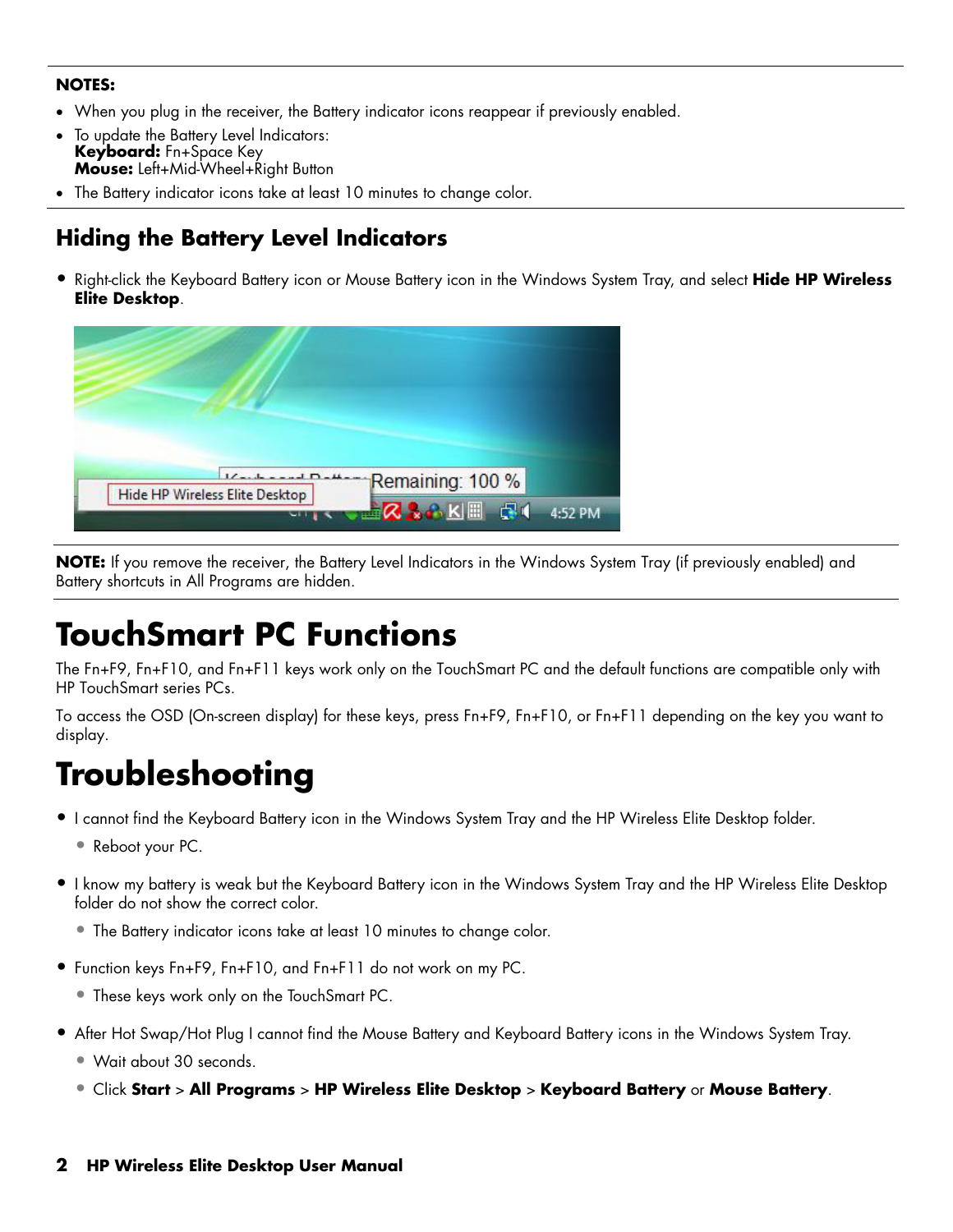**NOTES:**

- When you plug in the receiver, the Battery indicator icons reappear if previously enabled.
- To update the Battery Level Indicators:
  **Keyboard:** Fn+Space Key
  **Mouse:** Left+Mid-Wheel+Right Button
- The Battery indicator icons take at least 10 minutes to change color.

## Hiding the Battery Level Indicators

- Right-click the Keyboard Battery icon or Mouse Battery icon in the Windows System Tray, and select **Hide HP Wireless Elite Desktop**.

**NOTE:** If you remove the receiver, the Battery Level Indicators in the Windows System Tray (if previously enabled) and Battery shortcuts in All Programs are hidden.

# TouchSmart PC Functions

The Fn+F9, Fn+F10, and Fn+F11 keys work only on the TouchSmart PC and the default functions are compatible only with HP TouchSmart series PCs.

To access the OSD (On-screen display) for these keys, press Fn+F9, Fn+F10, or Fn+F11 depending on the key you want to display.

# Troubleshooting

- I cannot find the Keyboard Battery icon in the Windows System Tray and the HP Wireless Elite Desktop folder.
  - Reboot your PC.
- I know my battery is weak but the Keyboard Battery icon in the Windows System Tray and the HP Wireless Elite Desktop folder do not show the correct color.
  - The Battery indicator icons take at least 10 minutes to change color.
- Function keys Fn+F9, Fn+F10, and Fn+F11 do not work on my PC.
  - These keys work only on the TouchSmart PC.
- After Hot Swap/Hot Plug I cannot find the Mouse Battery and Keyboard Battery icons in the Windows System Tray.
  - Wait about 30 seconds.
  - Click **Start** > **All Programs** > **HP Wireless Elite Desktop** > **Keyboard Battery** or **Mouse Battery**.